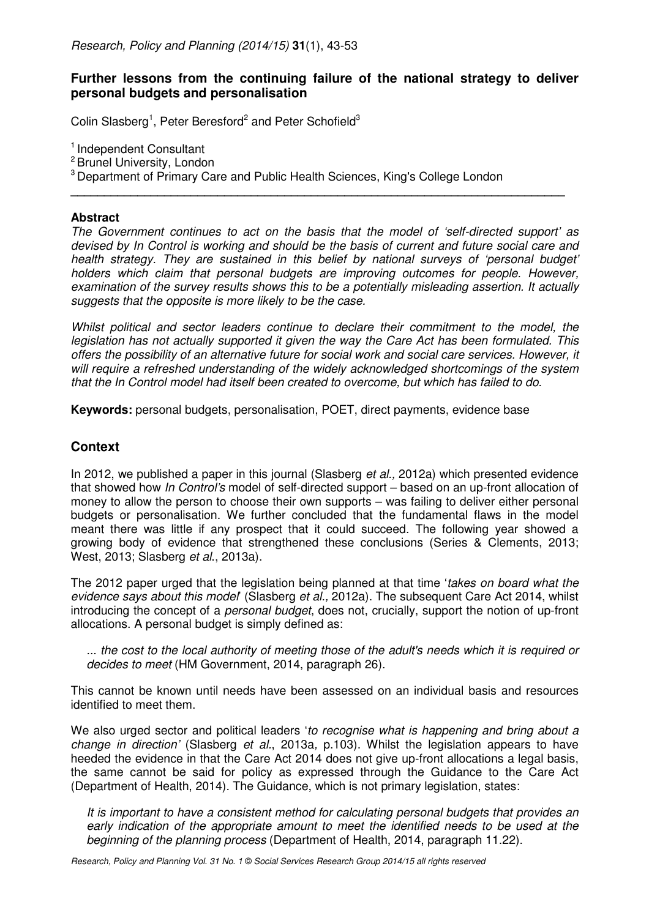# Further lessons from the continuing failure of the national strategy to deliver personal budgets and personalisation

Colin Slasberg[1], Peter Beresford[2] and Peter Schofield[3]

[1] Independent Consultant
[2] Brunel University, London
[3] Department of Primary Care and Public Health Sciences, King's College London

---

### Abstract

*The Government continues to act on the basis that the model of 'self-directed support' as devised by In Control is working and should be the basis of current and future social care and health strategy. They are sustained in this belief by national surveys of 'personal budget' holders which claim that personal budgets are improving outcomes for people. However, examination of the survey results shows this to be a potentially misleading assertion. It actually suggests that the opposite is more likely to be the case.*

*Whilst political and sector leaders continue to declare their commitment to the model, the legislation has not actually supported it given the way the Care Act has been formulated. This offers the possibility of an alternative future for social work and social care services. However, it will require a refreshed understanding of the widely acknowledged shortcomings of the system that the In Control model had itself been created to overcome, but which has failed to do.*

**Keywords:** personal budgets, personalisation, POET, direct payments, evidence base

## Context

In 2012, we published a paper in this journal (Slasberg *et al.,* 2012a) which presented evidence that showed how *In Control's* model of self-directed support – based on an up-front allocation of money to allow the person to choose their own supports – was failing to deliver either personal budgets or personalisation. We further concluded that the fundamental flaws in the model meant there was little if any prospect that it could succeed. The following year showed a growing body of evidence that strengthened these conclusions (Series & Clements, 2013; West, 2013; Slasberg *et al*., 2013a).

The 2012 paper urged that the legislation being planned at that time '*takes on board what the evidence says about this model*' (Slasberg *et al.,* 2012a). The subsequent Care Act 2014, whilst introducing the concept of a *personal budget*, does not, crucially, support the notion of up-front allocations. A personal budget is simply defined as:

> *... the cost to the local authority of meeting those of the adult's needs which it is required or decides to meet* (HM Government, 2014, paragraph 26).

This cannot be known until needs have been assessed on an individual basis and resources identified to meet them.

We also urged sector and political leaders '*to recognise what is happening and bring about a change in direction'* (Slasberg *et al*., 2013a, p.103). Whilst the legislation appears to have heeded the evidence in that the Care Act 2014 does not give up-front allocations a legal basis, the same cannot be said for policy as expressed through the Guidance to the Care Act (Department of Health, 2014). The Guidance, which is not primary legislation, states:

> *It is important to have a consistent method for calculating personal budgets that provides an early indication of the appropriate amount to meet the identified needs to be used at the beginning of the planning process* (Department of Health, 2014, paragraph 11.22).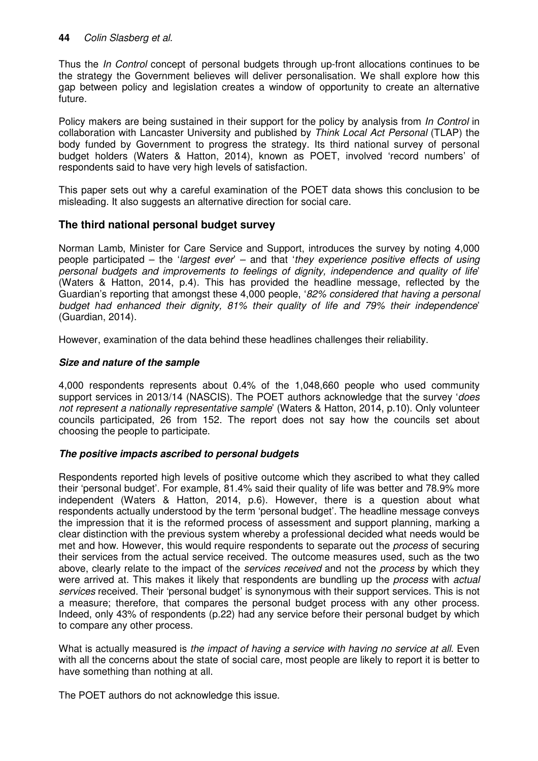Thus the *In Control* concept of personal budgets through up-front allocations continues to be the strategy the Government believes will deliver personalisation. We shall explore how this gap between policy and legislation creates a window of opportunity to create an alternative future.

Policy makers are being sustained in their support for the policy by analysis from *In Control* in collaboration with Lancaster University and published by *Think Local Act Personal* (TLAP) the body funded by Government to progress the strategy. Its third national survey of personal budget holders (Waters & Hatton, 2014), known as POET, involved 'record numbers' of respondents said to have very high levels of satisfaction.

This paper sets out why a careful examination of the POET data shows this conclusion to be misleading. It also suggests an alternative direction for social care.

## The third national personal budget survey

Norman Lamb, Minister for Care Service and Support, introduces the survey by noting 4,000 people participated – the '*largest ever*' – and that '*they experience positive effects of using personal budgets and improvements to feelings of dignity, independence and quality of life*' (Waters & Hatton, 2014, p.4). This has provided the headline message, reflected by the Guardian's reporting that amongst these 4,000 people, '*82% considered that having a personal budget had enhanced their dignity, 81% their quality of life and 79% their independence*' (Guardian, 2014).

However, examination of the data behind these headlines challenges their reliability.

### *Size and nature of the sample*

4,000 respondents represents about 0.4% of the 1,048,660 people who used community support services in 2013/14 (NASCIS). The POET authors acknowledge that the survey '*does not represent a nationally representative sample*' (Waters & Hatton, 2014, p.10). Only volunteer councils participated, 26 from 152. The report does not say how the councils set about choosing the people to participate.

### *The positive impacts ascribed to personal budgets*

Respondents reported high levels of positive outcome which they ascribed to what they called their 'personal budget'. For example, 81.4% said their quality of life was better and 78.9% more independent (Waters & Hatton, 2014, p.6). However, there is a question about what respondents actually understood by the term 'personal budget'. The headline message conveys the impression that it is the reformed process of assessment and support planning, marking a clear distinction with the previous system whereby a professional decided what needs would be met and how. However, this would require respondents to separate out the *process* of securing their services from the actual service received. The outcome measures used, such as the two above, clearly relate to the impact of the *services received* and not the *process* by which they were arrived at. This makes it likely that respondents are bundling up the *process* with *actual services* received. Their 'personal budget' is synonymous with their support services. This is not a measure; therefore, that compares the personal budget process with any other process. Indeed, only 43% of respondents (p.22) had any service before their personal budget by which to compare any other process.

What is actually measured is *the impact of having a service with having no service at all*. Even with all the concerns about the state of social care, most people are likely to report it is better to have something than nothing at all.

The POET authors do not acknowledge this issue.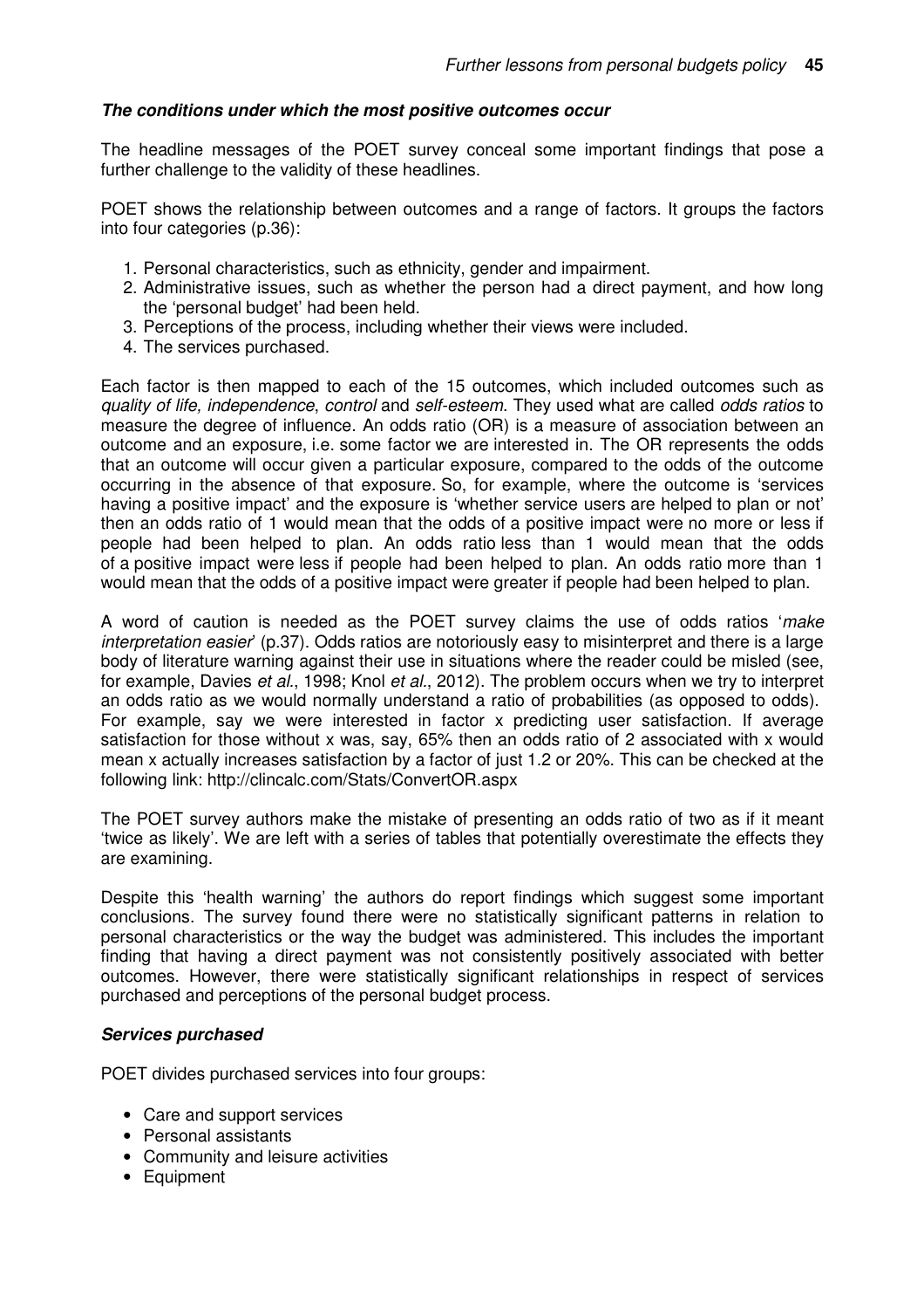### ***The conditions under which the most positive outcomes occur***

The headline messages of the POET survey conceal some important findings that pose a further challenge to the validity of these headlines.

POET shows the relationship between outcomes and a range of factors. It groups the factors into four categories (p.36):

1. Personal characteristics, such as ethnicity, gender and impairment.
2. Administrative issues, such as whether the person had a direct payment, and how long the 'personal budget' had been held.
3. Perceptions of the process, including whether their views were included.
4. The services purchased.

Each factor is then mapped to each of the 15 outcomes, which included outcomes such as *quality of life, independence, control* and *self-esteem*. They used what are called *odds ratios* to measure the degree of influence. An odds ratio (OR) is a measure of association between an outcome and an exposure, i.e. some factor we are interested in. The OR represents the odds that an outcome will occur given a particular exposure, compared to the odds of the outcome occurring in the absence of that exposure. So, for example, where the outcome is 'services having a positive impact' and the exposure is 'whether service users are helped to plan or not' then an odds ratio of 1 would mean that the odds of a positive impact were no more or less if people had been helped to plan. An odds ratio less than 1 would mean that the odds of a positive impact were less if people had been helped to plan. An odds ratio more than 1 would mean that the odds of a positive impact were greater if people had been helped to plan.

A word of caution is needed as the POET survey claims the use of odds ratios '*make interpretation easier*' (p.37). Odds ratios are notoriously easy to misinterpret and there is a large body of literature warning against their use in situations where the reader could be misled (see, for example, Davies *et al.*, 1998; Knol *et al.*, 2012). The problem occurs when we try to interpret an odds ratio as we would normally understand a ratio of probabilities (as opposed to odds). For example, say we were interested in factor x predicting user satisfaction. If average satisfaction for those without x was, say, 65% then an odds ratio of 2 associated with x would mean x actually increases satisfaction by a factor of just 1.2 or 20%. This can be checked at the following link: http://clincalc.com/Stats/ConvertOR.aspx

The POET survey authors make the mistake of presenting an odds ratio of two as if it meant 'twice as likely'. We are left with a series of tables that potentially overestimate the effects they are examining.

Despite this 'health warning' the authors do report findings which suggest some important conclusions. The survey found there were no statistically significant patterns in relation to personal characteristics or the way the budget was administered. This includes the important finding that having a direct payment was not consistently positively associated with better outcomes. However, there were statistically significant relationships in respect of services purchased and perceptions of the personal budget process.

### ***Services purchased***

POET divides purchased services into four groups:

- Care and support services
- Personal assistants
- Community and leisure activities
- Equipment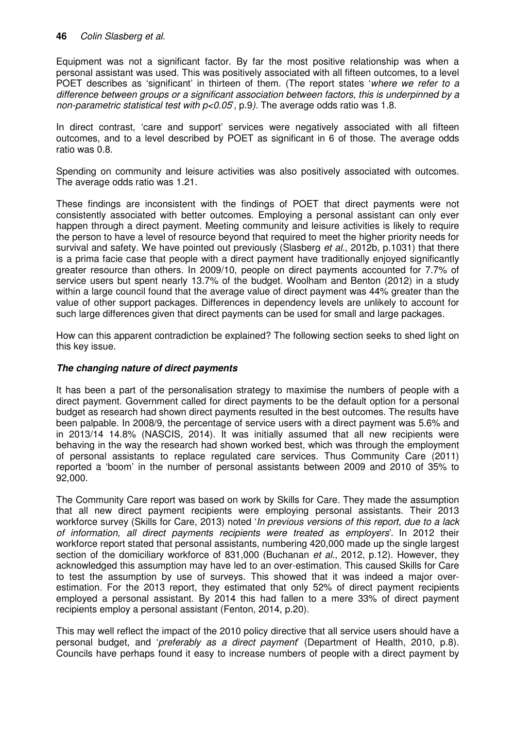Equipment was not a significant factor. By far the most positive relationship was when a personal assistant was used. This was positively associated with all fifteen outcomes, to a level POET describes as 'significant' in thirteen of them. (The report states '*where we refer to a difference between groups or a significant association between factors, this is underpinned by a non-parametric statistical test with $p<0.05$*', p.9). The average odds ratio was 1.8.

In direct contrast, 'care and support' services were negatively associated with all fifteen outcomes, and to a level described by POET as significant in 6 of those. The average odds ratio was 0.8.

Spending on community and leisure activities was also positively associated with outcomes. The average odds ratio was 1.21.

These findings are inconsistent with the findings of POET that direct payments were not consistently associated with better outcomes. Employing a personal assistant can only ever happen through a direct payment. Meeting community and leisure activities is likely to require the person to have a level of resource beyond that required to meet the higher priority needs for survival and safety. We have pointed out previously (Slasberg *et al*., 2012b, p.1031) that there is a prima facie case that people with a direct payment have traditionally enjoyed significantly greater resource than others. In 2009/10, people on direct payments accounted for 7.7% of service users but spent nearly 13.7% of the budget. Woolham and Benton (2012) in a study within a large council found that the average value of direct payment was 44% greater than the value of other support packages. Differences in dependency levels are unlikely to account for such large differences given that direct payments can be used for small and large packages.

How can this apparent contradiction be explained? The following section seeks to shed light on this key issue.

### ***The changing nature of direct payments***

It has been a part of the personalisation strategy to maximise the numbers of people with a direct payment. Government called for direct payments to be the default option for a personal budget as research had shown direct payments resulted in the best outcomes. The results have been palpable. In 2008/9, the percentage of service users with a direct payment was 5.6% and in 2013/14 14.8% (NASCIS, 2014). It was initially assumed that all new recipients were behaving in the way the research had shown worked best, which was through the employment of personal assistants to replace regulated care services. Thus Community Care (2011) reported a 'boom' in the number of personal assistants between 2009 and 2010 of 35% to 92,000.

The Community Care report was based on work by Skills for Care. They made the assumption that all new direct payment recipients were employing personal assistants. Their 2013 workforce survey (Skills for Care, 2013) noted '*In previous versions of this report, due to a lack of information, all direct payments recipients were treated as employers*'. In 2012 their workforce report stated that personal assistants, numbering 420,000 made up the single largest section of the domiciliary workforce of 831,000 (Buchanan *et al*., 2012, p.12). However, they acknowledged this assumption may have led to an over-estimation. This caused Skills for Care to test the assumption by use of surveys. This showed that it was indeed a major over-estimation. For the 2013 report, they estimated that only 52% of direct payment recipients employed a personal assistant. By 2014 this had fallen to a mere 33% of direct payment recipients employ a personal assistant (Fenton, 2014, p.20).

This may well reflect the impact of the 2010 policy directive that all service users should have a personal budget, and '*preferably as a direct payment*' (Department of Health, 2010, p.8). Councils have perhaps found it easy to increase numbers of people with a direct payment by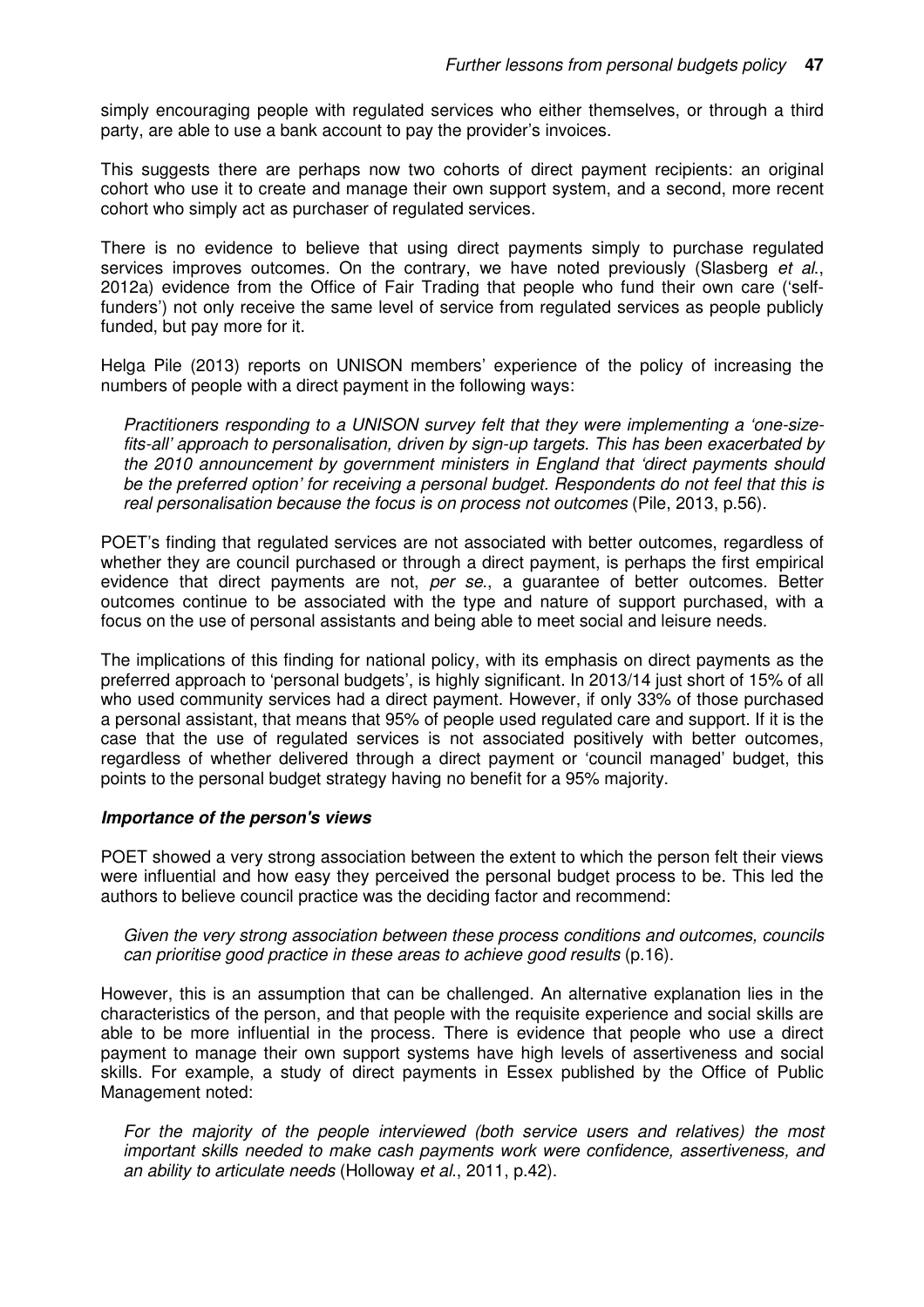simply encouraging people with regulated services who either themselves, or through a third party, are able to use a bank account to pay the provider's invoices.

This suggests there are perhaps now two cohorts of direct payment recipients: an original cohort who use it to create and manage their own support system, and a second, more recent cohort who simply act as purchaser of regulated services.

There is no evidence to believe that using direct payments simply to purchase regulated services improves outcomes. On the contrary, we have noted previously (Slasberg *et al*., 2012a) evidence from the Office of Fair Trading that people who fund their own care ('self-funders') not only receive the same level of service from regulated services as people publicly funded, but pay more for it.

Helga Pile (2013) reports on UNISON members' experience of the policy of increasing the numbers of people with a direct payment in the following ways:

> *Practitioners responding to a UNISON survey felt that they were implementing a 'one-size-fits-all' approach to personalisation, driven by sign-up targets. This has been exacerbated by the 2010 announcement by government ministers in England that 'direct payments should be the preferred option' for receiving a personal budget. Respondents do not feel that this is real personalisation because the focus is on process not outcomes* (Pile, 2013, p.56).

POET's finding that regulated services are not associated with better outcomes, regardless of whether they are council purchased or through a direct payment, is perhaps the first empirical evidence that direct payments are not, *per se*., a guarantee of better outcomes. Better outcomes continue to be associated with the type and nature of support purchased, with a focus on the use of personal assistants and being able to meet social and leisure needs.

The implications of this finding for national policy, with its emphasis on direct payments as the preferred approach to 'personal budgets', is highly significant. In 2013/14 just short of 15% of all who used community services had a direct payment. However, if only 33% of those purchased a personal assistant, that means that 95% of people used regulated care and support. If it is the case that the use of regulated services is not associated positively with better outcomes, regardless of whether delivered through a direct payment or 'council managed' budget, this points to the personal budget strategy having no benefit for a 95% majority.

#### ***Importance of the person's views***

POET showed a very strong association between the extent to which the person felt their views were influential and how easy they perceived the personal budget process to be. This led the authors to believe council practice was the deciding factor and recommend:

> *Given the very strong association between these process conditions and outcomes, councils can prioritise good practice in these areas to achieve good results* (p.16).

However, this is an assumption that can be challenged. An alternative explanation lies in the characteristics of the person, and that people with the requisite experience and social skills are able to be more influential in the process. There is evidence that people who use a direct payment to manage their own support systems have high levels of assertiveness and social skills. For example, a study of direct payments in Essex published by the Office of Public Management noted:

> *For the majority of the people interviewed (both service users and relatives) the most important skills needed to make cash payments work were confidence, assertiveness, and an ability to articulate needs* (Holloway *et al*., 2011, p.42).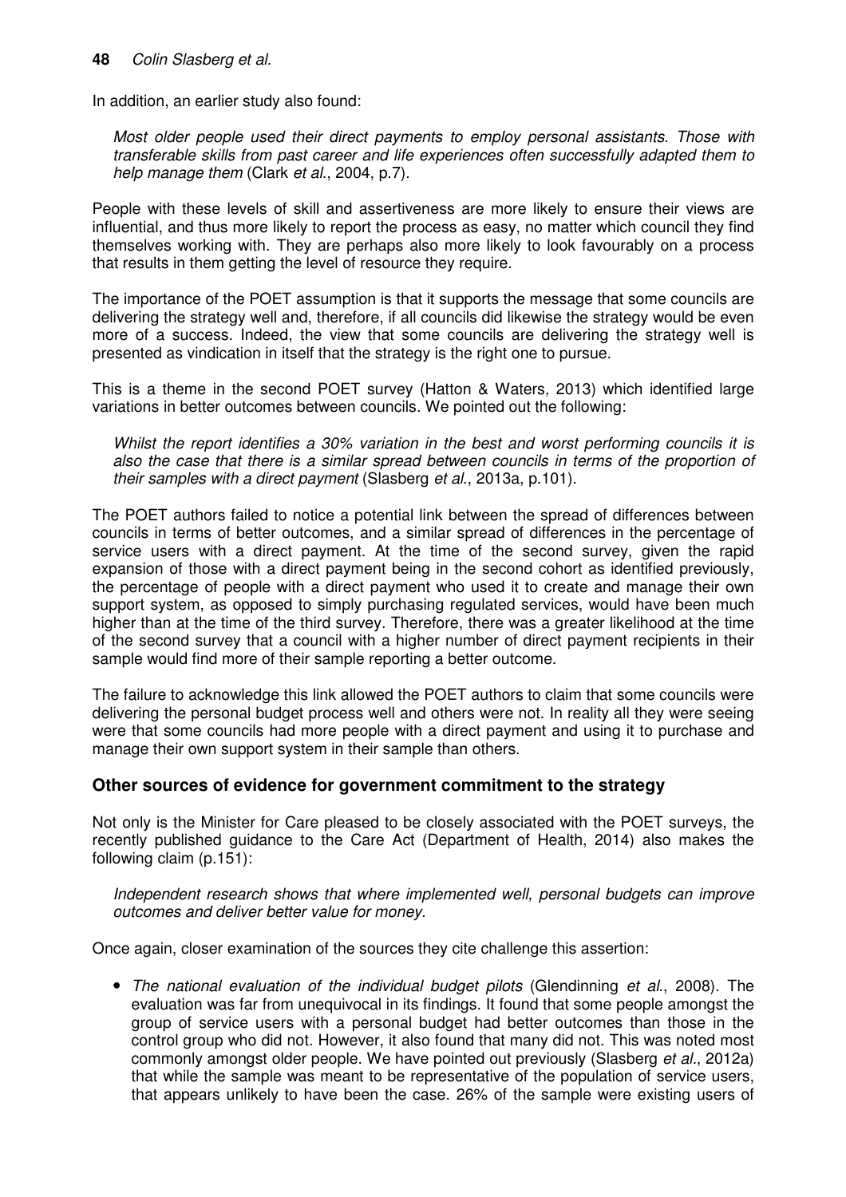In addition, an earlier study also found:

> *Most older people used their direct payments to employ personal assistants. Those with transferable skills from past career and life experiences often successfully adapted them to help manage them* (Clark *et al*., 2004, p.7).

People with these levels of skill and assertiveness are more likely to ensure their views are influential, and thus more likely to report the process as easy, no matter which council they find themselves working with. They are perhaps also more likely to look favourably on a process that results in them getting the level of resource they require.

The importance of the POET assumption is that it supports the message that some councils are delivering the strategy well and, therefore, if all councils did likewise the strategy would be even more of a success. Indeed, the view that some councils are delivering the strategy well is presented as vindication in itself that the strategy is the right one to pursue.

This is a theme in the second POET survey (Hatton & Waters*,* 2013) which identified large variations in better outcomes between councils. We pointed out the following:

> *Whilst the report identifies a 30% variation in the best and worst performing councils it is also the case that there is a similar spread between councils in terms of the proportion of their samples with a direct payment* (Slasberg *et al*., 2013a, p.101).

The POET authors failed to notice a potential link between the spread of differences between councils in terms of better outcomes, and a similar spread of differences in the percentage of service users with a direct payment. At the time of the second survey, given the rapid expansion of those with a direct payment being in the second cohort as identified previously, the percentage of people with a direct payment who used it to create and manage their own support system, as opposed to simply purchasing regulated services, would have been much higher than at the time of the third survey. Therefore, there was a greater likelihood at the time of the second survey that a council with a higher number of direct payment recipients in their sample would find more of their sample reporting a better outcome.

The failure to acknowledge this link allowed the POET authors to claim that some councils were delivering the personal budget process well and others were not. In reality all they were seeing were that some councils had more people with a direct payment and using it to purchase and manage their own support system in their sample than others.

## Other sources of evidence for government commitment to the strategy

Not only is the Minister for Care pleased to be closely associated with the POET surveys, the recently published guidance to the Care Act (Department of Health, 2014) also makes the following claim (p.151):

> *Independent research shows that where implemented well, personal budgets can improve outcomes and deliver better value for money.*

Once again, closer examination of the sources they cite challenge this assertion:

- *The national evaluation of the individual budget pilots* (Glendinning *et al*., 2008). The evaluation was far from unequivocal in its findings. It found that some people amongst the group of service users with a personal budget had better outcomes than those in the control group who did not. However, it also found that many did not. This was noted most commonly amongst older people. We have pointed out previously (Slasberg *et al*., 2012a) that while the sample was meant to be representative of the population of service users, that appears unlikely to have been the case. 26% of the sample were existing users of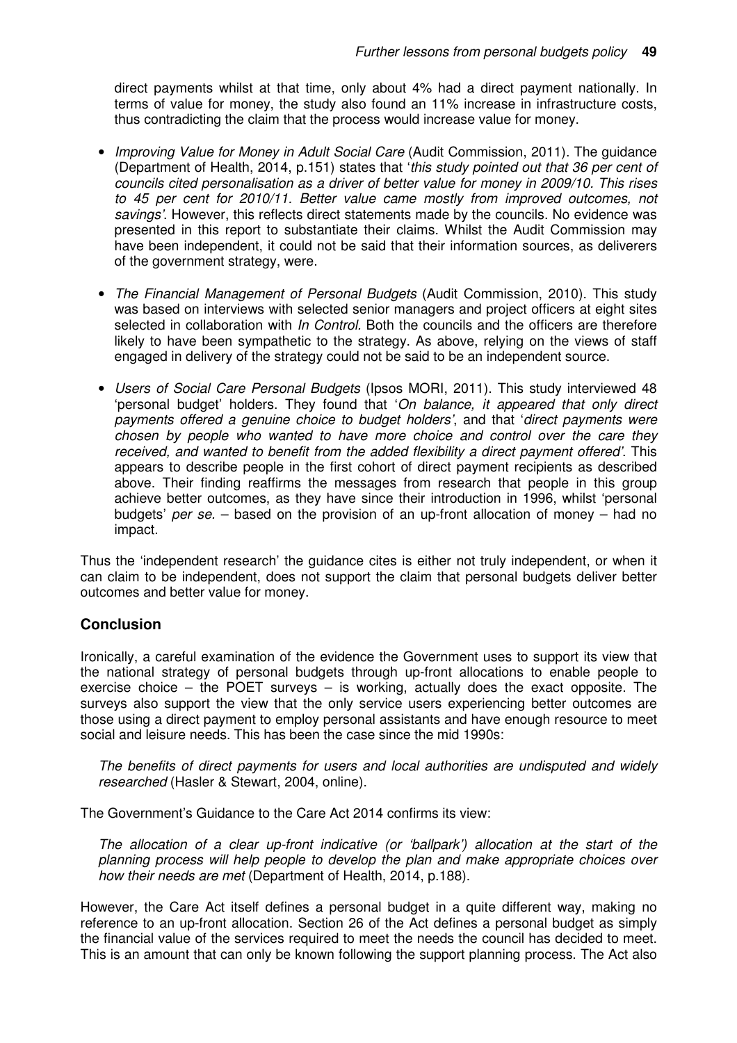direct payments whilst at that time, only about 4% had a direct payment nationally. In terms of value for money, the study also found an 11% increase in infrastructure costs, thus contradicting the claim that the process would increase value for money.

- *Improving Value for Money in Adult Social Care* (Audit Commission, 2011). The guidance (Department of Health, 2014, p.151) states that '*this study pointed out that 36 per cent of councils cited personalisation as a driver of better value for money in 2009/10. This rises to 45 per cent for 2010/11. Better value came mostly from improved outcomes, not savings'*. However, this reflects direct statements made by the councils. No evidence was presented in this report to substantiate their claims. Whilst the Audit Commission may have been independent, it could not be said that their information sources, as deliverers of the government strategy, were.

- *The Financial Management of Personal Budgets* (Audit Commission, 2010). This study was based on interviews with selected senior managers and project officers at eight sites selected in collaboration with *In Control*. Both the councils and the officers are therefore likely to have been sympathetic to the strategy. As above, relying on the views of staff engaged in delivery of the strategy could not be said to be an independent source.

- *Users of Social Care Personal Budgets* (Ipsos MORI, 2011). This study interviewed 48 'personal budget' holders. They found that '*On balance, it appeared that only direct payments offered a genuine choice to budget holders*', and that '*direct payments were chosen by people who wanted to have more choice and control over the care they received, and wanted to benefit from the added flexibility a direct payment offered'*. This appears to describe people in the first cohort of direct payment recipients as described above. Their finding reaffirms the messages from research that people in this group achieve better outcomes, as they have since their introduction in 1996, whilst 'personal budgets' *per se.* – based on the provision of an up-front allocation of money – had no impact.

Thus the 'independent research' the guidance cites is either not truly independent, or when it can claim to be independent, does not support the claim that personal budgets deliver better outcomes and better value for money.

## Conclusion

Ironically, a careful examination of the evidence the Government uses to support its view that the national strategy of personal budgets through up-front allocations to enable people to exercise choice – the POET surveys – is working, actually does the exact opposite. The surveys also support the view that the only service users experiencing better outcomes are those using a direct payment to employ personal assistants and have enough resource to meet social and leisure needs. This has been the case since the mid 1990s:

> *The benefits of direct payments for users and local authorities are undisputed and widely researched* (Hasler & Stewart, 2004, online).

The Government's Guidance to the Care Act 2014 confirms its view:

> *The allocation of a clear up-front indicative (or 'ballpark') allocation at the start of the planning process will help people to develop the plan and make appropriate choices over how their needs are met* (Department of Health, 2014, p.188).

However, the Care Act itself defines a personal budget in a quite different way, making no reference to an up-front allocation. Section 26 of the Act defines a personal budget as simply the financial value of the services required to meet the needs the council has decided to meet. This is an amount that can only be known following the support planning process. The Act also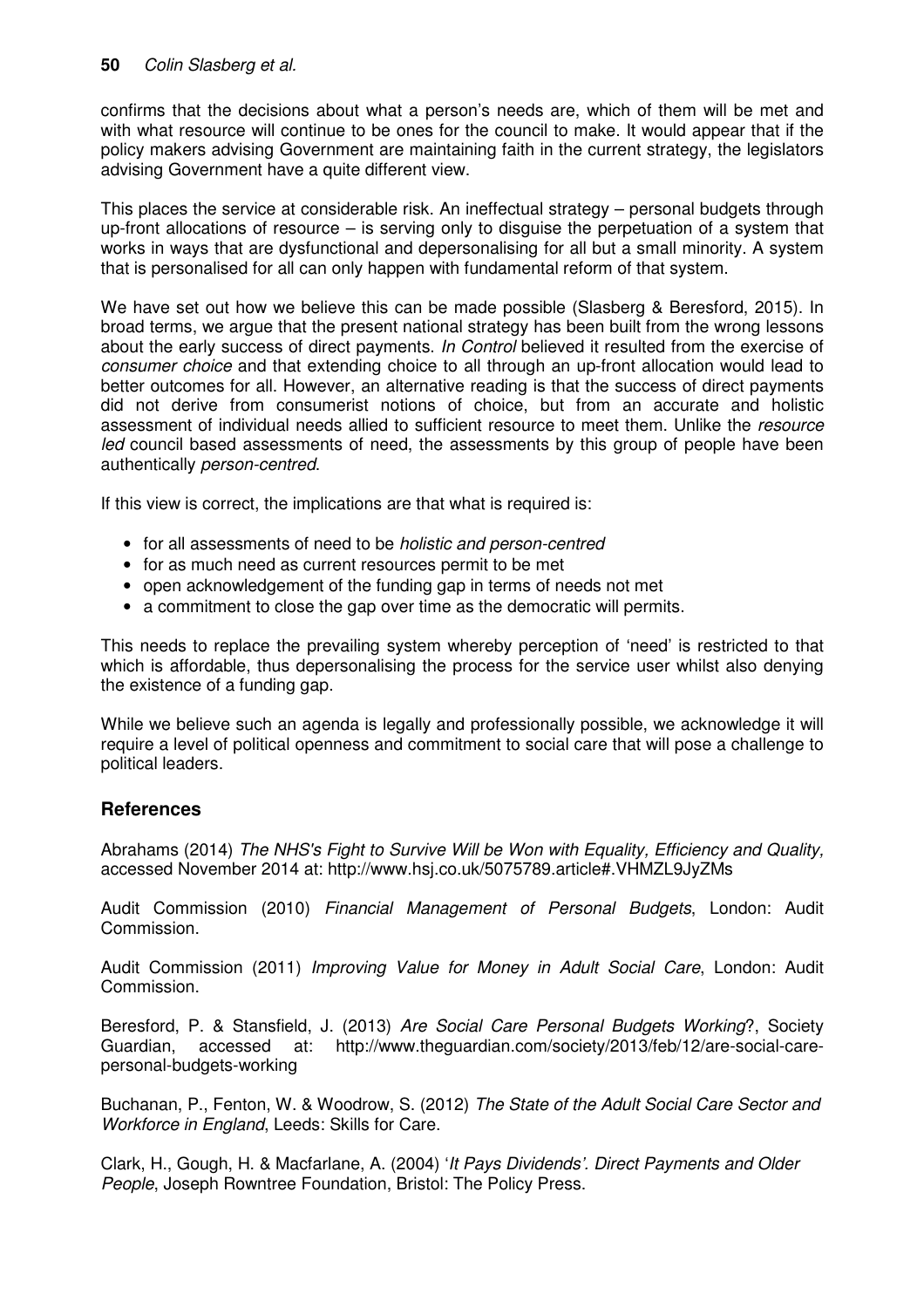confirms that the decisions about what a person's needs are, which of them will be met and with what resource will continue to be ones for the council to make. It would appear that if the policy makers advising Government are maintaining faith in the current strategy, the legislators advising Government have a quite different view.

This places the service at considerable risk. An ineffectual strategy – personal budgets through up-front allocations of resource – is serving only to disguise the perpetuation of a system that works in ways that are dysfunctional and depersonalising for all but a small minority. A system that is personalised for all can only happen with fundamental reform of that system.

We have set out how we believe this can be made possible (Slasberg & Beresford, 2015). In broad terms, we argue that the present national strategy has been built from the wrong lessons about the early success of direct payments. *In Control* believed it resulted from the exercise of *consumer choice* and that extending choice to all through an up-front allocation would lead to better outcomes for all. However, an alternative reading is that the success of direct payments did not derive from consumerist notions of choice, but from an accurate and holistic assessment of individual needs allied to sufficient resource to meet them. Unlike the *resource led* council based assessments of need, the assessments by this group of people have been authentically *person-centred*.

If this view is correct, the implications are that what is required is:

- for all assessments of need to be *holistic and person-centred*
- for as much need as current resources permit to be met
- open acknowledgement of the funding gap in terms of needs not met
- a commitment to close the gap over time as the democratic will permits.

This needs to replace the prevailing system whereby perception of 'need' is restricted to that which is affordable, thus depersonalising the process for the service user whilst also denying the existence of a funding gap.

While we believe such an agenda is legally and professionally possible, we acknowledge it will require a level of political openness and commitment to social care that will pose a challenge to political leaders.

## References

Abrahams (2014) *The NHS's Fight to Survive Will be Won with Equality, Efficiency and Quality,* accessed November 2014 at: http://www.hsj.co.uk/5075789.article#.VHMZL9JyZMs

Audit Commission (2010) *Financial Management of Personal Budgets*, London: Audit Commission.

Audit Commission (2011) *Improving Value for Money in Adult Social Care*, London: Audit Commission.

Beresford, P. & Stansfield, J. (2013) *Are Social Care Personal Budgets Working*?, Society Guardian, accessed at: http://www.theguardian.com/society/2013/feb/12/are-social-care-personal-budgets-working

Buchanan, P., Fenton, W. & Woodrow, S. (2012) *The State of the Adult Social Care Sector and Workforce in England*, Leeds: Skills for Care.

Clark, H., Gough, H. & Macfarlane, A. (2004) '*It Pays Dividends'. Direct Payments and Older People*, Joseph Rowntree Foundation, Bristol: The Policy Press.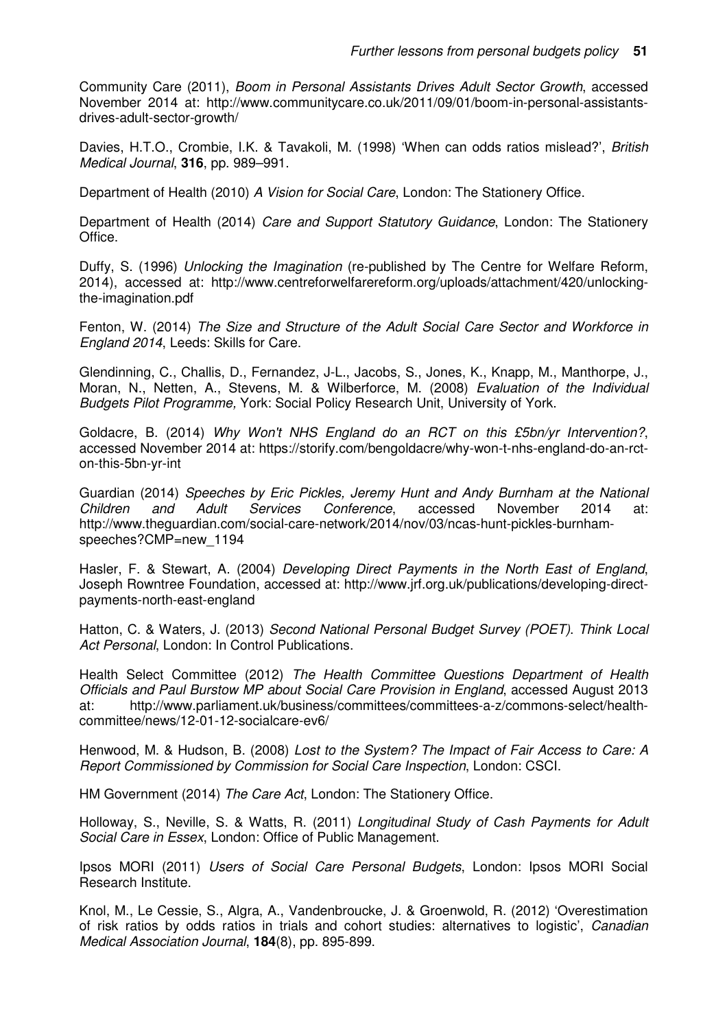Community Care (2011), *Boom in Personal Assistants Drives Adult Sector Growth*, accessed November 2014 at: http://www.communitycare.co.uk/2011/09/01/boom-in-personal-assistants-drives-adult-sector-growth/

Davies, H.T.O., Crombie, I.K. & Tavakoli, M. (1998) 'When can odds ratios mislead?', *British Medical Journal*, **316**, pp. 989–991.

Department of Health (2010) *A Vision for Social Care*, London: The Stationery Office.

Department of Health (2014) *Care and Support Statutory Guidance*, London: The Stationery Office.

Duffy, S. (1996) *Unlocking the Imagination* (re-published by The Centre for Welfare Reform, 2014), accessed at: http://www.centreforwelfarereform.org/uploads/attachment/420/unlocking-the-imagination.pdf

Fenton, W. (2014) *The Size and Structure of the Adult Social Care Sector and Workforce in England 2014*, Leeds: Skills for Care.

Glendinning, C., Challis, D., Fernandez, J-L., Jacobs, S., Jones, K., Knapp, M., Manthorpe, J., Moran, N., Netten, A., Stevens, M. & Wilberforce, M. (2008) *Evaluation of the Individual Budgets Pilot Programme,* York: Social Policy Research Unit, University of York.

Goldacre, B. (2014) *Why Won't NHS England do an RCT on this £5bn/yr Intervention?*, accessed November 2014 at: https://storify.com/bengoldacre/why-won-t-nhs-england-do-an-rct-on-this-5bn-yr-int

Guardian (2014) *Speeches by Eric Pickles, Jeremy Hunt and Andy Burnham at the National Children and Adult Services Conference*, accessed November 2014 at: http://www.theguardian.com/social-care-network/2014/nov/03/ncas-hunt-pickles-burnham-speeches?CMP=new_1194

Hasler, F. & Stewart, A. (2004) *Developing Direct Payments in the North East of England*, Joseph Rowntree Foundation, accessed at: http://www.jrf.org.uk/publications/developing-direct-payments-north-east-england

Hatton, C. & Waters, J. (2013) *Second National Personal Budget Survey (POET). Think Local Act Personal*, London: In Control Publications.

Health Select Committee (2012) *The Health Committee Questions Department of Health Officials and Paul Burstow MP about Social Care Provision in England*, accessed August 2013 at: http://www.parliament.uk/business/committees/committees-a-z/commons-select/health-committee/news/12-01-12-socialcare-ev6/

Henwood, M. & Hudson, B. (2008) *Lost to the System? The Impact of Fair Access to Care: A Report Commissioned by Commission for Social Care Inspection*, London: CSCI.

HM Government (2014) *The Care Act*, London: The Stationery Office.

Holloway, S., Neville, S. & Watts, R. (2011) *Longitudinal Study of Cash Payments for Adult Social Care in Essex*, London: Office of Public Management.

Ipsos MORI (2011) *Users of Social Care Personal Budgets*, London: Ipsos MORI Social Research Institute.

Knol, M., Le Cessie, S., Algra, A., Vandenbroucke, J. & Groenwold, R. (2012) 'Overestimation of risk ratios by odds ratios in trials and cohort studies: alternatives to logistic', *Canadian Medical Association Journal*, **184**(8), pp. 895-899.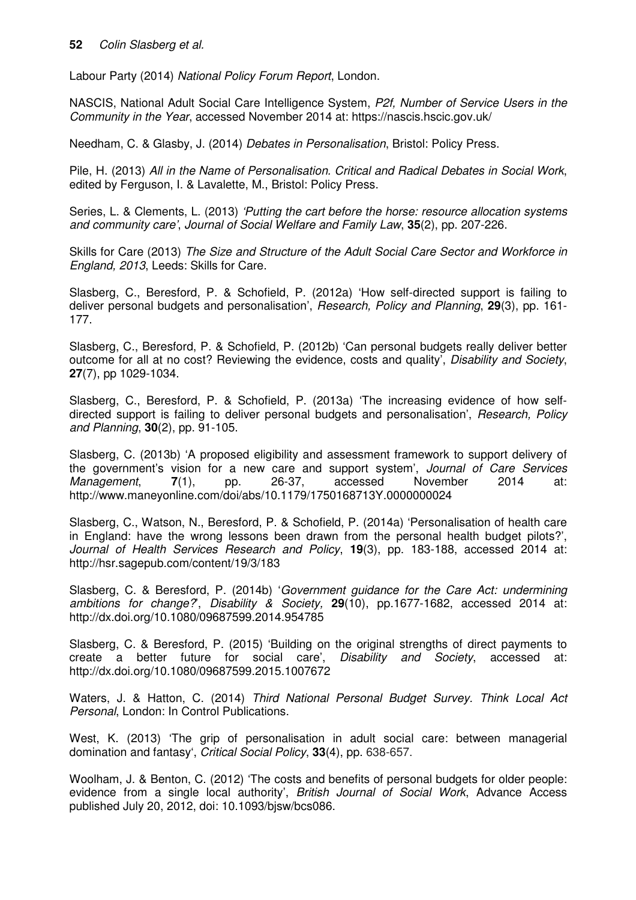Labour Party (2014) *National Policy Forum Report*, London.

NASCIS, National Adult Social Care Intelligence System, *P2f, Number of Service Users in the Community in the Year*, accessed November 2014 at: https://nascis.hscic.gov.uk/

Needham, C. & Glasby, J. (2014) *Debates in Personalisation*, Bristol: Policy Press.

Pile, H. (2013) *All in the Name of Personalisation. Critical and Radical Debates in Social Work*, edited by Ferguson, I. & Lavalette, M., Bristol: Policy Press.

Series, L. & Clements, L. (2013) *'Putting the cart before the horse: resource allocation systems and community care'*, *Journal of Social Welfare and Family Law*, **35**(2), pp. 207-226.

Skills for Care (2013) *The Size and Structure of the Adult Social Care Sector and Workforce in England, 2013*, Leeds: Skills for Care.

Slasberg, C., Beresford, P. & Schofield, P. (2012a) 'How self-directed support is failing to deliver personal budgets and personalisation', *Research, Policy and Planning*, **29**(3), pp. 161-177.

Slasberg, C., Beresford, P. & Schofield, P. (2012b) 'Can personal budgets really deliver better outcome for all at no cost? Reviewing the evidence, costs and quality', *Disability and Society*, **27**(7), pp 1029-1034.

Slasberg, C., Beresford, P. & Schofield, P. (2013a) 'The increasing evidence of how self-directed support is failing to deliver personal budgets and personalisation', *Research, Policy and Planning*, **30**(2), pp. 91-105.

Slasberg, C. (2013b) 'A proposed eligibility and assessment framework to support delivery of the government's vision for a new care and support system', *Journal of Care Services Management*, **7**(1), pp. 26-37, accessed November 2014 at: http://www.maneyonline.com/doi/abs/10.1179/1750168713Y.0000000024

Slasberg, C., Watson, N., Beresford, P. & Schofield, P. (2014a) 'Personalisation of health care in England: have the wrong lessons been drawn from the personal health budget pilots?', *Journal of Health Services Research and Policy*, **19**(3), pp. 183-188, accessed 2014 at: http://hsr.sagepub.com/content/19/3/183

Slasberg, C. & Beresford, P. (2014b) '*Government guidance for the Care Act: undermining ambitions for change?*', *Disability & Society,* **29**(10), pp.1677-1682, accessed 2014 at: http://dx.doi.org/10.1080/09687599.2014.954785

Slasberg, C. & Beresford, P. (2015) 'Building on the original strengths of direct payments to create a better future for social care', *Disability and Society*, accessed at: http://dx.doi.org/10.1080/09687599.2015.1007672

Waters, J. & Hatton, C. (2014) *Third National Personal Budget Survey. Think Local Act Personal*, London: In Control Publications.

West, K. (2013) 'The grip of personalisation in adult social care: between managerial domination and fantasy', *Critical Social Policy*, **33**(4), pp. 638-657.

Woolham, J. & Benton, C. (2012) 'The costs and benefits of personal budgets for older people: evidence from a single local authority', *British Journal of Social Work*, Advance Access published July 20, 2012, doi: 10.1093/bjsw/bcs086.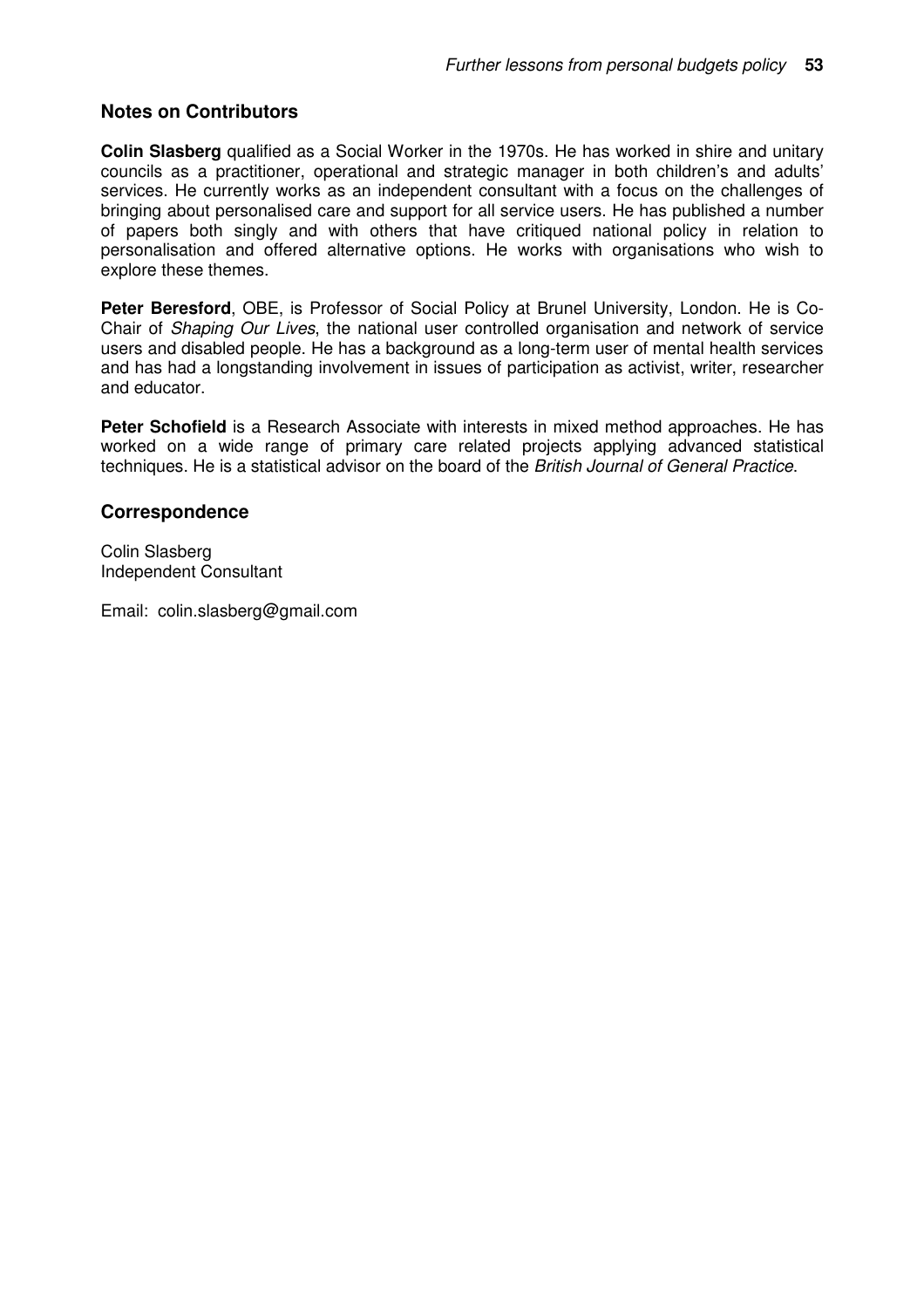## Notes on Contributors

**Colin Slasberg** qualified as a Social Worker in the 1970s. He has worked in shire and unitary councils as a practitioner, operational and strategic manager in both children's and adults' services. He currently works as an independent consultant with a focus on the challenges of bringing about personalised care and support for all service users. He has published a number of papers both singly and with others that have critiqued national policy in relation to personalisation and offered alternative options. He works with organisations who wish to explore these themes.

**Peter Beresford**, OBE, is Professor of Social Policy at Brunel University, London. He is Co-Chair of *Shaping Our Lives*, the national user controlled organisation and network of service users and disabled people. He has a background as a long-term user of mental health services and has had a longstanding involvement in issues of participation as activist, writer, researcher and educator.

**Peter Schofield** is a Research Associate with interests in mixed method approaches. He has worked on a wide range of primary care related projects applying advanced statistical techniques. He is a statistical advisor on the board of the *British Journal of General Practice*.

## Correspondence

Colin Slasberg
Independent Consultant

Email: colin.slasberg@gmail.com